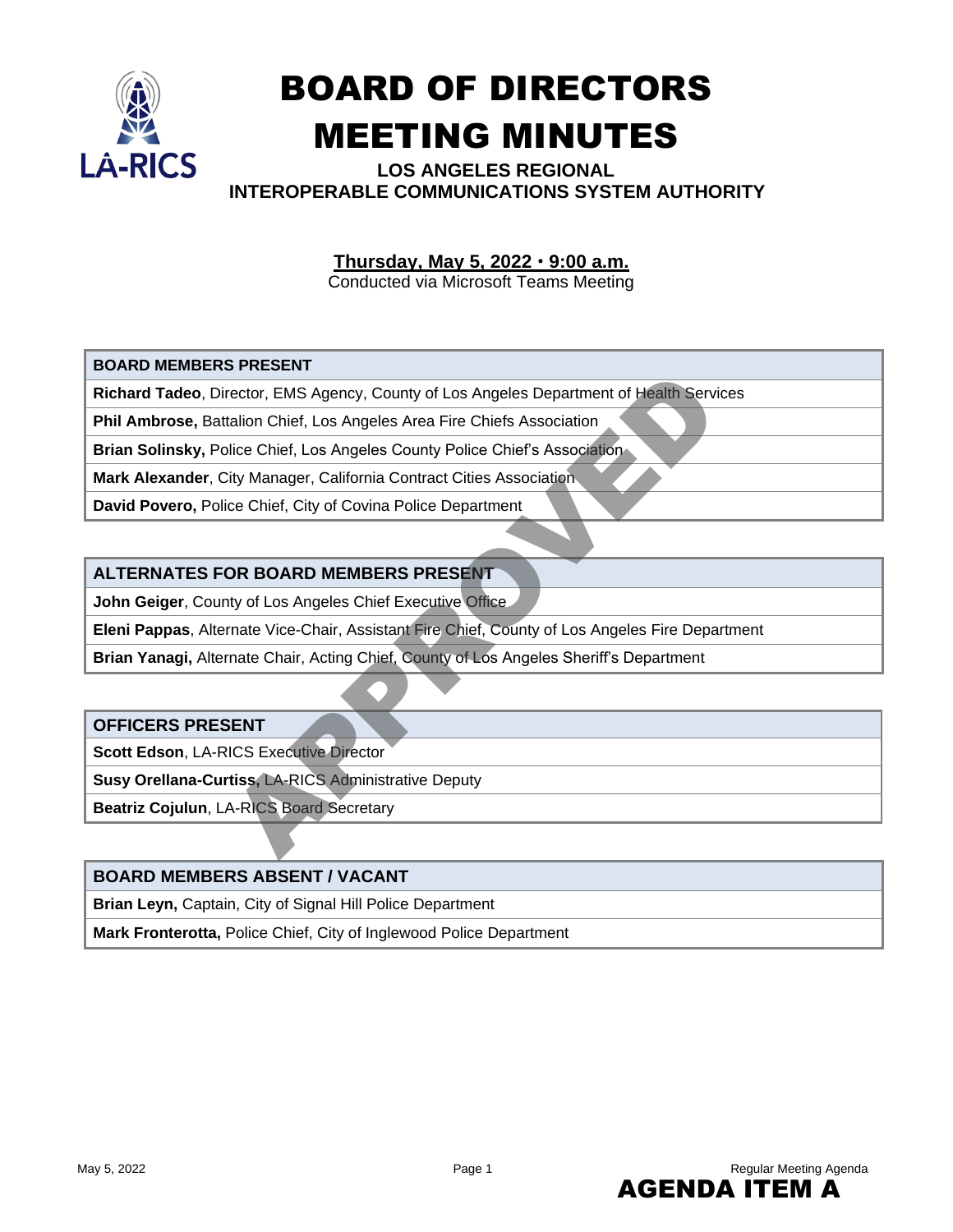# BOARD OF DIRECTORS MEETING MINUTES

## LOS ANGELES REGIONAL INTEROPERABLE COMMUNICATIONS SYSTEM AUTHORITY

**Thursday, May 5, 2022 • 9:00 a.m.**

Conducted via Microsoft Teams Meeting

| BOARD MEMBERS PRESENT |
| --- |
| **Richard Tadeo**, Director, EMS Agency, County of Los Angeles Department of Health Services |
| **Phil Ambrose,** Battalion Chief, Los Angeles Area Fire Chiefs Association |
| **Brian Solinsky,** Police Chief, Los Angeles County Police Chief's Association |
| **Mark Alexander**, City Manager, California Contract Cities Association |
| **David Povero,** Police Chief, City of Covina Police Department |

| ALTERNATES FOR BOARD MEMBERS PRESENT |
| --- |
| **John Geiger**, County of Los Angeles Chief Executive Office |
| **Eleni Pappas**, Alternate Vice-Chair, Assistant Fire Chief, County of Los Angeles Fire Department |
| **Brian Yanagi,** Alternate Chair, Acting Chief, County of Los Angeles Sheriff's Department |

| OFFICERS PRESENT |
| --- |
| **Scott Edson**, LA-RICS Executive Director |
| **Susy Orellana-Curtiss,** LA-RICS Administrative Deputy |
| **Beatriz Cojulun**, LA-RICS Board Secretary |

| BOARD MEMBERS ABSENT / VACANT |
| --- |
| **Brian Leyn,** Captain, City of Signal Hill Police Department |
| **Mark Fronterotta,** Police Chief, City of Inglewood Police Department |

Regular Meeting Agenda

**AGENDA ITEM A**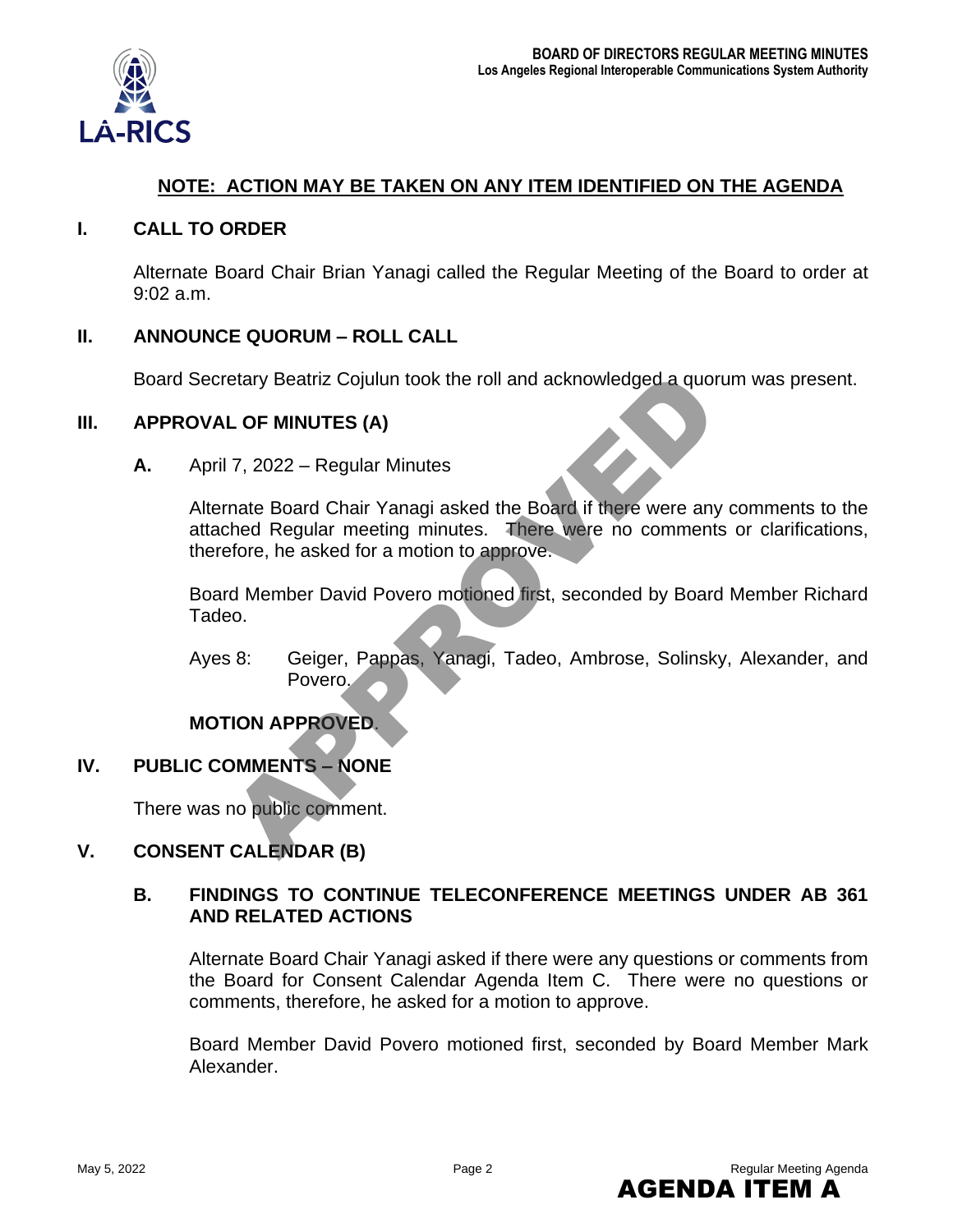**NOTE: ACTION MAY BE TAKEN ON ANY ITEM IDENTIFIED ON THE AGENDA**

## I. CALL TO ORDER

Alternate Board Chair Brian Yanagi called the Regular Meeting of the Board to order at 9:02 a.m.

## II. ANNOUNCE QUORUM – ROLL CALL

Board Secretary Beatriz Cojulun took the roll and acknowledged a quorum was present.

## III. APPROVAL OF MINUTES (A)

**A.** April 7, 2022 – Regular Minutes

Alternate Board Chair Yanagi asked the Board if there were any comments to the attached Regular meeting minutes. There were no comments or clarifications, therefore, he asked for a motion to approve.

Board Member David Povero motioned first, seconded by Board Member Richard Tadeo.

Ayes 8: Geiger, Pappas, Yanagi, Tadeo, Ambrose, Solinsky, Alexander, and Povero.

**MOTION APPROVED.**

## IV. PUBLIC COMMENTS – NONE

There was no public comment.

## V. CONSENT CALENDAR (B)

### B. FINDINGS TO CONTINUE TELECONFERENCE MEETINGS UNDER AB 361 AND RELATED ACTIONS

Alternate Board Chair Yanagi asked if there were any questions or comments from the Board for Consent Calendar Agenda Item C. There were no questions or comments, therefore, he asked for a motion to approve.

Board Member David Povero motioned first, seconded by Board Member Mark Alexander.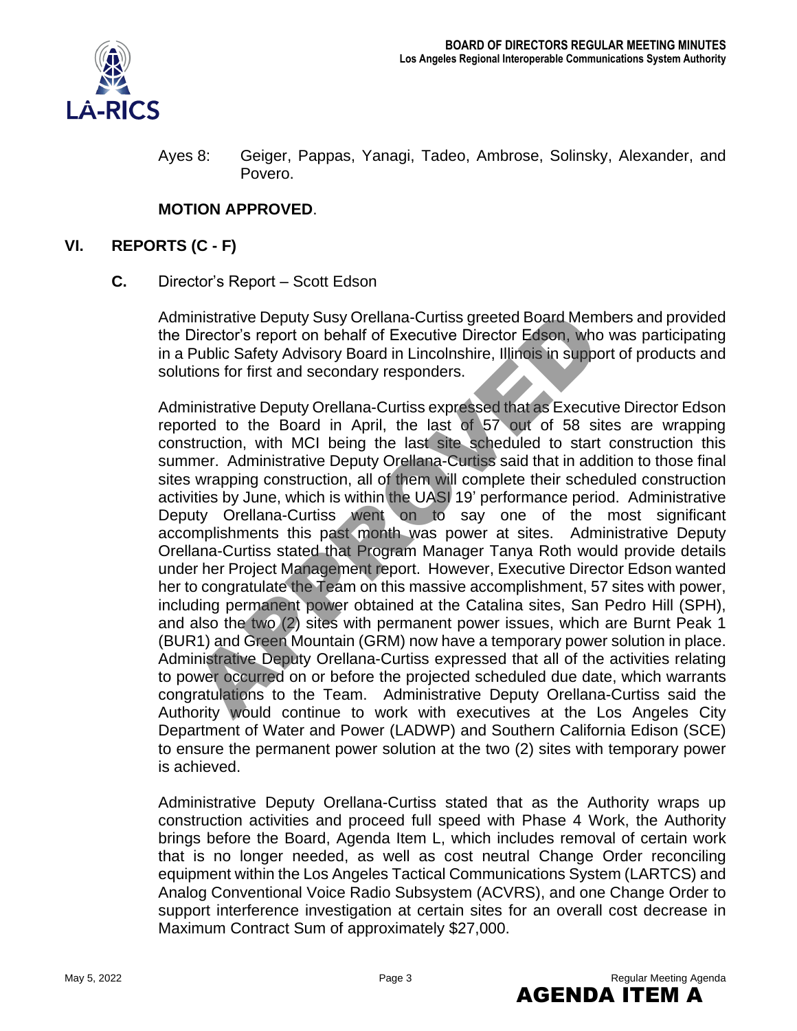Ayes 8: Geiger, Pappas, Yanagi, Tadeo, Ambrose, Solinsky, Alexander, and Povero.

**MOTION APPROVED**.

## VI. REPORTS (C - F)

**C.** Director's Report – Scott Edson

Administrative Deputy Susy Orellana-Curtiss greeted Board Members and provided the Director's report on behalf of Executive Director Edson, who was participating in a Public Safety Advisory Board in Lincolnshire, Illinois in support of products and solutions for first and secondary responders.

Administrative Deputy Orellana-Curtiss expressed that as Executive Director Edson reported to the Board in April, the last of 57 out of 58 sites are wrapping construction, with MCI being the last site scheduled to start construction this summer. Administrative Deputy Orellana-Curtiss said that in addition to those final sites wrapping construction, all of them will complete their scheduled construction activities by June, which is within the UASI 19' performance period. Administrative Deputy Orellana-Curtiss went on to say one of the most significant accomplishments this past month was power at sites. Administrative Deputy Orellana-Curtiss stated that Program Manager Tanya Roth would provide details under her Project Management report. However, Executive Director Edson wanted her to congratulate the Team on this massive accomplishment, 57 sites with power, including permanent power obtained at the Catalina sites, San Pedro Hill (SPH), and also the two (2) sites with permanent power issues, which are Burnt Peak 1 (BUR1) and Green Mountain (GRM) now have a temporary power solution in place. Administrative Deputy Orellana-Curtiss expressed that all of the activities relating to power occurred on or before the projected scheduled due date, which warrants congratulations to the Team. Administrative Deputy Orellana-Curtiss said the Authority would continue to work with executives at the Los Angeles City Department of Water and Power (LADWP) and Southern California Edison (SCE) to ensure the permanent power solution at the two (2) sites with temporary power is achieved.

Administrative Deputy Orellana-Curtiss stated that as the Authority wraps up construction activities and proceed full speed with Phase 4 Work, the Authority brings before the Board, Agenda Item L, which includes removal of certain work that is no longer needed, as well as cost neutral Change Order reconciling equipment within the Los Angeles Tactical Communications System (LARTCS) and Analog Conventional Voice Radio Subsystem (ACVRS), and one Change Order to support interference investigation at certain sites for an overall cost decrease in Maximum Contract Sum of approximately $27,000.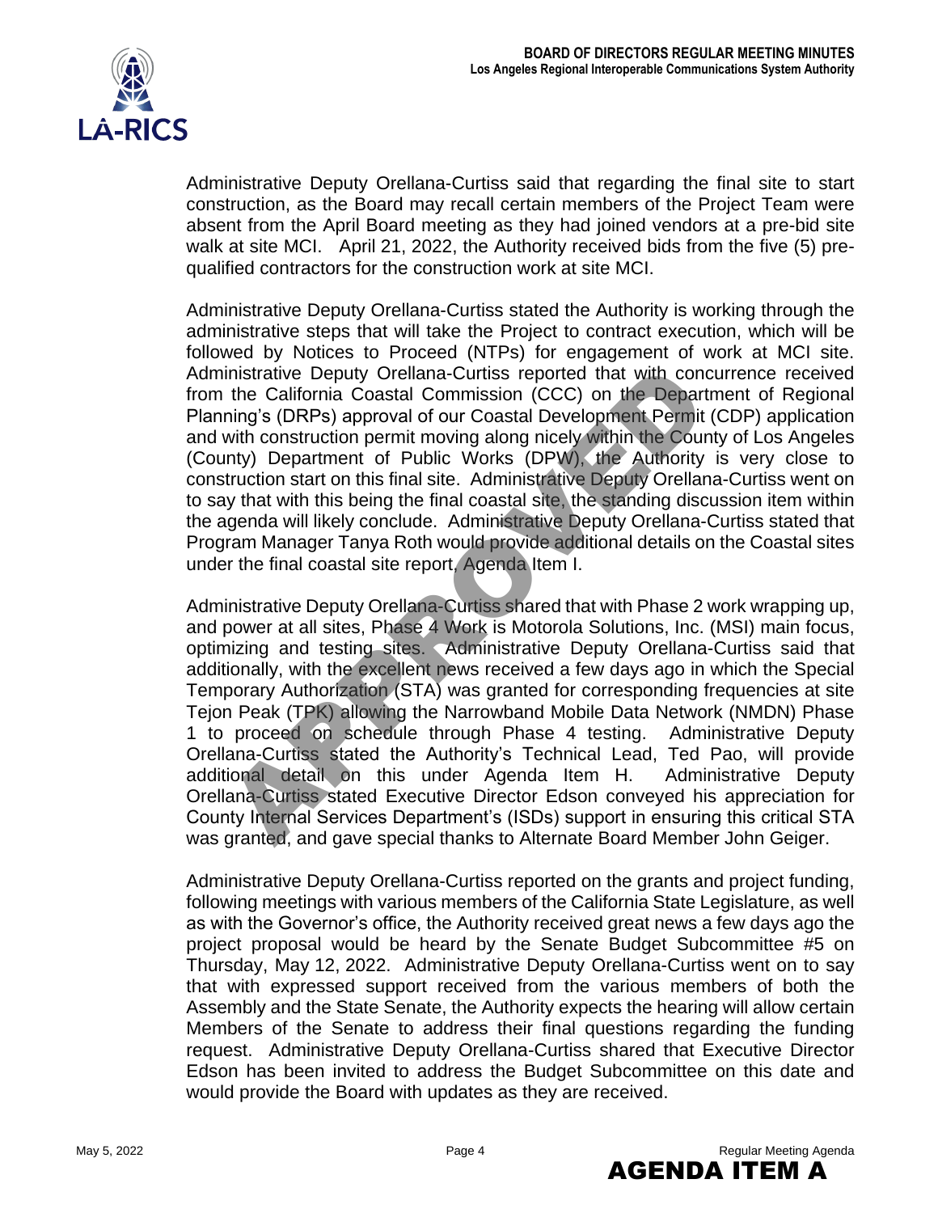Administrative Deputy Orellana-Curtiss said that regarding the final site to start construction, as the Board may recall certain members of the Project Team were absent from the April Board meeting as they had joined vendors at a pre-bid site walk at site MCI. April 21, 2022, the Authority received bids from the five (5) pre-qualified contractors for the construction work at site MCI.

Administrative Deputy Orellana-Curtiss stated the Authority is working through the administrative steps that will take the Project to contract execution, which will be followed by Notices to Proceed (NTPs) for engagement of work at MCI site. Administrative Deputy Orellana-Curtiss reported that with concurrence received from the California Coastal Commission (CCC) on the Department of Regional Planning's (DRPs) approval of our Coastal Development Permit (CDP) application and with construction permit moving along nicely within the County of Los Angeles (County) Department of Public Works (DPW), the Authority is very close to construction start on this final site. Administrative Deputy Orellana-Curtiss went on to say that with this being the final coastal site, the standing discussion item within the agenda will likely conclude. Administrative Deputy Orellana-Curtiss stated that Program Manager Tanya Roth would provide additional details on the Coastal sites under the final coastal site report, Agenda Item I.

Administrative Deputy Orellana-Curtiss shared that with Phase 2 work wrapping up, and power at all sites, Phase 4 Work is Motorola Solutions, Inc. (MSI) main focus, optimizing and testing sites. Administrative Deputy Orellana-Curtiss said that additionally, with the excellent news received a few days ago in which the Special Temporary Authorization (STA) was granted for corresponding frequencies at site Tejon Peak (TPK) allowing the Narrowband Mobile Data Network (NMDN) Phase 1 to proceed on schedule through Phase 4 testing. Administrative Deputy Orellana-Curtiss stated the Authority's Technical Lead, Ted Pao, will provide additional detail on this under Agenda Item H. Administrative Deputy Orellana-Curtiss stated Executive Director Edson conveyed his appreciation for County Internal Services Department's (ISDs) support in ensuring this critical STA was granted, and gave special thanks to Alternate Board Member John Geiger.

Administrative Deputy Orellana-Curtiss reported on the grants and project funding, following meetings with various members of the California State Legislature, as well as with the Governor's office, the Authority received great news a few days ago the project proposal would be heard by the Senate Budget Subcommittee #5 on Thursday, May 12, 2022. Administrative Deputy Orellana-Curtiss went on to say that with expressed support received from the various members of both the Assembly and the State Senate, the Authority expects the hearing will allow certain Members of the Senate to address their final questions regarding the funding request. Administrative Deputy Orellana-Curtiss shared that Executive Director Edson has been invited to address the Budget Subcommittee on this date and would provide the Board with updates as they are received.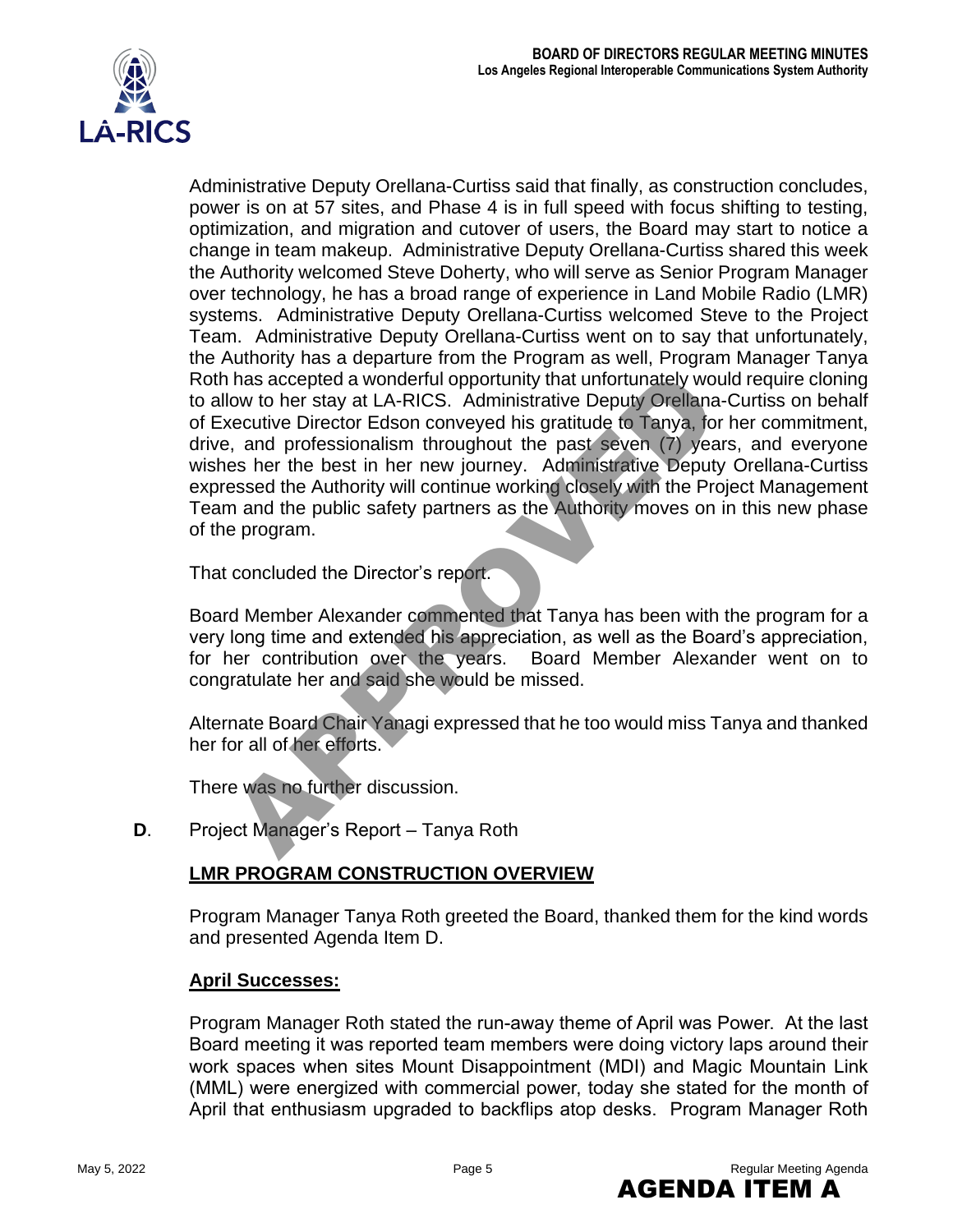Administrative Deputy Orellana-Curtiss said that finally, as construction concludes, power is on at 57 sites, and Phase 4 is in full speed with focus shifting to testing, optimization, and migration and cutover of users, the Board may start to notice a change in team makeup. Administrative Deputy Orellana-Curtiss shared this week the Authority welcomed Steve Doherty, who will serve as Senior Program Manager over technology, he has a broad range of experience in Land Mobile Radio (LMR) systems. Administrative Deputy Orellana-Curtiss welcomed Steve to the Project Team. Administrative Deputy Orellana-Curtiss went on to say that unfortunately, the Authority has a departure from the Program as well, Program Manager Tanya Roth has accepted a wonderful opportunity that unfortunately would require cloning to allow to her stay at LA-RICS. Administrative Deputy Orellana-Curtiss on behalf of Executive Director Edson conveyed his gratitude to Tanya, for her commitment, drive, and professionalism throughout the past seven (7) years, and everyone wishes her the best in her new journey. Administrative Deputy Orellana-Curtiss expressed the Authority will continue working closely with the Project Management Team and the public safety partners as the Authority moves on in this new phase of the program.

That concluded the Director's report.

Board Member Alexander commented that Tanya has been with the program for a very long time and extended his appreciation, as well as the Board's appreciation, for her contribution over the years. Board Member Alexander went on to congratulate her and said she would be missed.

Alternate Board Chair Yanagi expressed that he too would miss Tanya and thanked her for all of her efforts.

There was no further discussion.

**D**. Project Manager's Report – Tanya Roth

**LMR PROGRAM CONSTRUCTION OVERVIEW**

Program Manager Tanya Roth greeted the Board, thanked them for the kind words and presented Agenda Item D.

**April Successes:**

Program Manager Roth stated the run-away theme of April was Power. At the last Board meeting it was reported team members were doing victory laps around their work spaces when sites Mount Disappointment (MDI) and Magic Mountain Link (MML) were energized with commercial power, today she stated for the month of April that enthusiasm upgraded to backflips atop desks. Program Manager Roth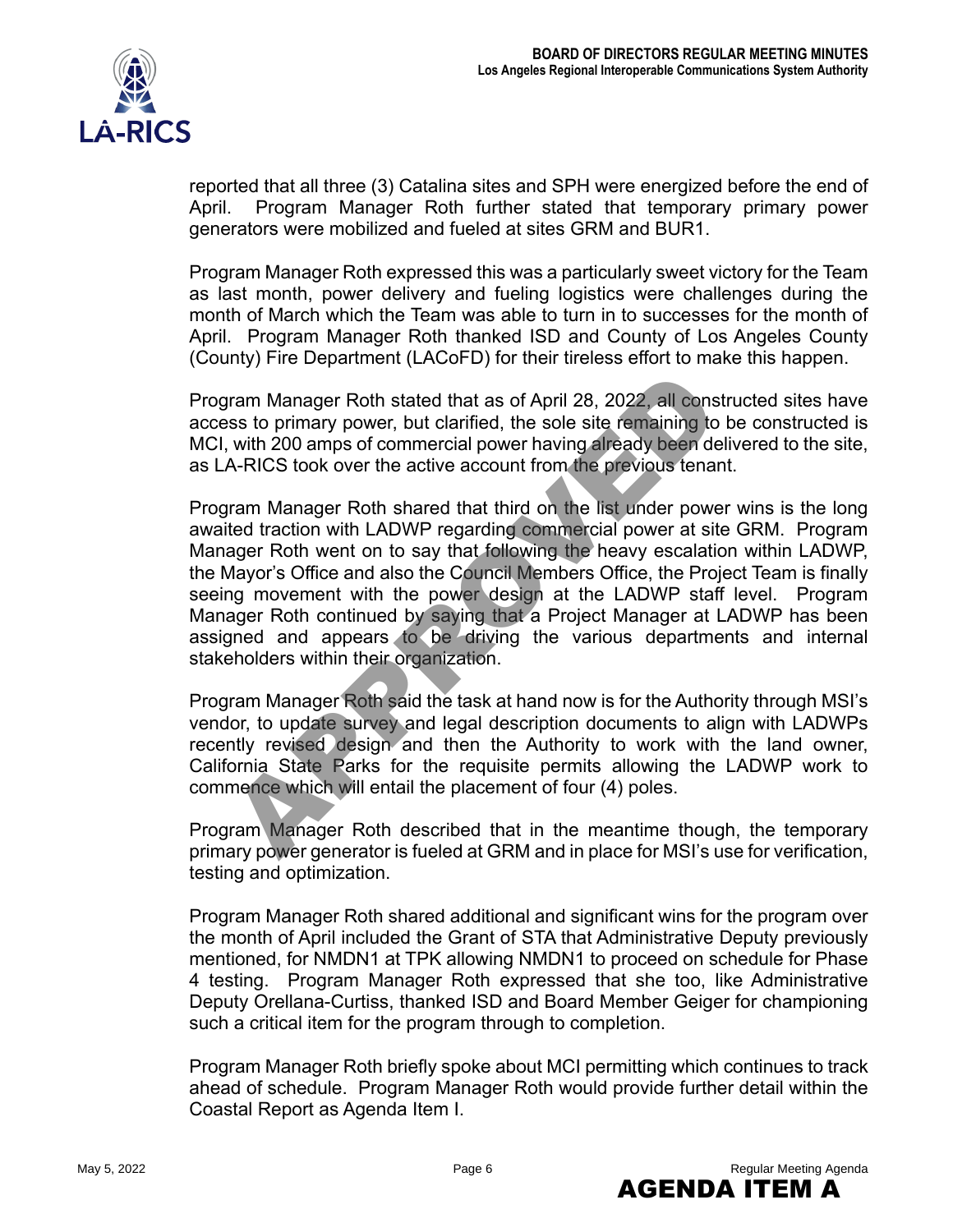reported that all three (3) Catalina sites and SPH were energized before the end of April. Program Manager Roth further stated that temporary primary power generators were mobilized and fueled at sites GRM and BUR1.

Program Manager Roth expressed this was a particularly sweet victory for the Team as last month, power delivery and fueling logistics were challenges during the month of March which the Team was able to turn in to successes for the month of April. Program Manager Roth thanked ISD and County of Los Angeles County (County) Fire Department (LACoFD) for their tireless effort to make this happen.

Program Manager Roth stated that as of April 28, 2022, all constructed sites have access to primary power, but clarified, the sole site remaining to be constructed is MCI, with 200 amps of commercial power having already been delivered to the site, as LA-RICS took over the active account from the previous tenant.

Program Manager Roth shared that third on the list under power wins is the long awaited traction with LADWP regarding commercial power at site GRM. Program Manager Roth went on to say that following the heavy escalation within LADWP, the Mayor's Office and also the Council Members Office, the Project Team is finally seeing movement with the power design at the LADWP staff level. Program Manager Roth continued by saying that a Project Manager at LADWP has been assigned and appears to be driving the various departments and internal stakeholders within their organization.

Program Manager Roth said the task at hand now is for the Authority through MSI's vendor, to update survey and legal description documents to align with LADWPs recently revised design and then the Authority to work with the land owner, California State Parks for the requisite permits allowing the LADWP work to commence which will entail the placement of four (4) poles.

Program Manager Roth described that in the meantime though, the temporary primary power generator is fueled at GRM and in place for MSI's use for verification, testing and optimization.

Program Manager Roth shared additional and significant wins for the program over the month of April included the Grant of STA that Administrative Deputy previously mentioned, for NMDN1 at TPK allowing NMDN1 to proceed on schedule for Phase 4 testing. Program Manager Roth expressed that she too, like Administrative Deputy Orellana-Curtiss, thanked ISD and Board Member Geiger for championing such a critical item for the program through to completion.

Program Manager Roth briefly spoke about MCI permitting which continues to track ahead of schedule. Program Manager Roth would provide further detail within the Coastal Report as Agenda Item I.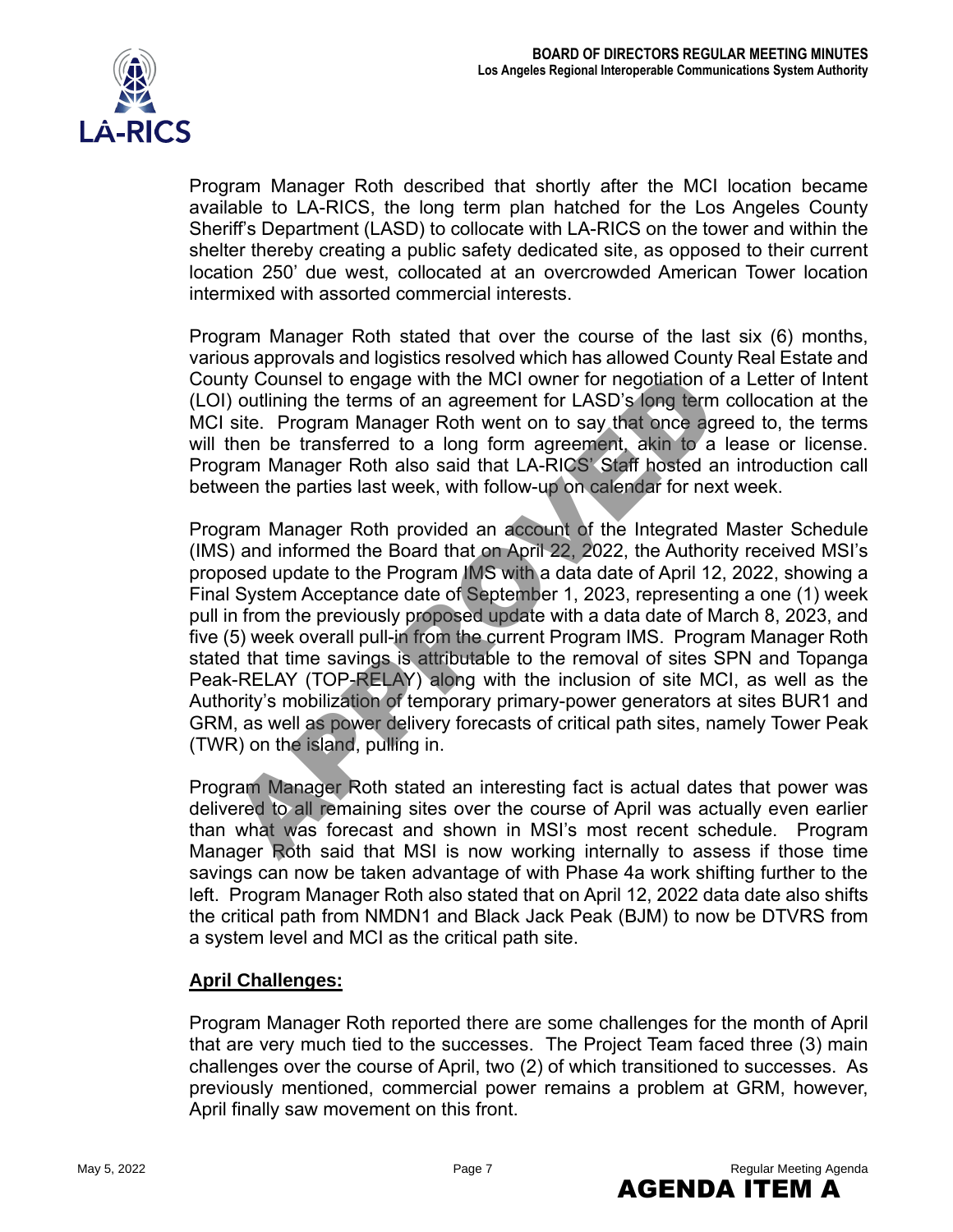Program Manager Roth described that shortly after the MCI location became available to LA-RICS, the long term plan hatched for the Los Angeles County Sheriff's Department (LASD) to collocate with LA-RICS on the tower and within the shelter thereby creating a public safety dedicated site, as opposed to their current location 250' due west, collocated at an overcrowded American Tower location intermixed with assorted commercial interests.

Program Manager Roth stated that over the course of the last six (6) months, various approvals and logistics resolved which has allowed County Real Estate and County Counsel to engage with the MCI owner for negotiation of a Letter of Intent (LOI) outlining the terms of an agreement for LASD's long term collocation at the MCI site. Program Manager Roth went on to say that once agreed to, the terms will then be transferred to a long form agreement, akin to a lease or license. Program Manager Roth also said that LA-RICS' Staff hosted an introduction call between the parties last week, with follow-up on calendar for next week.

Program Manager Roth provided an account of the Integrated Master Schedule (IMS) and informed the Board that on April 22, 2022, the Authority received MSI's proposed update to the Program IMS with a data date of April 12, 2022, showing a Final System Acceptance date of September 1, 2023, representing a one (1) week pull in from the previously proposed update with a data date of March 8, 2023, and five (5) week overall pull-in from the current Program IMS. Program Manager Roth stated that time savings is attributable to the removal of sites SPN and Topanga Peak-RELAY (TOP-RELAY) along with the inclusion of site MCI, as well as the Authority's mobilization of temporary primary-power generators at sites BUR1 and GRM, as well as power delivery forecasts of critical path sites, namely Tower Peak (TWR) on the island, pulling in.

Program Manager Roth stated an interesting fact is actual dates that power was delivered to all remaining sites over the course of April was actually even earlier than what was forecast and shown in MSI's most recent schedule. Program Manager Roth said that MSI is now working internally to assess if those time savings can now be taken advantage of with Phase 4a work shifting further to the left. Program Manager Roth also stated that on April 12, 2022 data date also shifts the critical path from NMDN1 and Black Jack Peak (BJM) to now be DTVRS from a system level and MCI as the critical path site.

**April Challenges:**

Program Manager Roth reported there are some challenges for the month of April that are very much tied to the successes. The Project Team faced three (3) main challenges over the course of April, two (2) of which transitioned to successes. As previously mentioned, commercial power remains a problem at GRM, however, April finally saw movement on this front.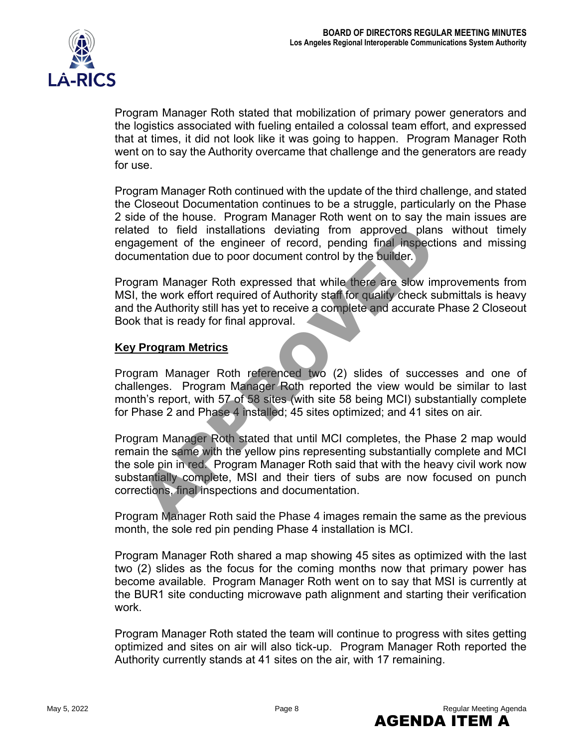Program Manager Roth stated that mobilization of primary power generators and the logistics associated with fueling entailed a colossal team effort, and expressed that at times, it did not look like it was going to happen. Program Manager Roth went on to say the Authority overcame that challenge and the generators are ready for use.

Program Manager Roth continued with the update of the third challenge, and stated the Closeout Documentation continues to be a struggle, particularly on the Phase 2 side of the house. Program Manager Roth went on to say the main issues are related to field installations deviating from approved plans without timely engagement of the engineer of record, pending final inspections and missing documentation due to poor document control by the builder.

Program Manager Roth expressed that while there are slow improvements from MSI, the work effort required of Authority staff for quality check submittals is heavy and the Authority still has yet to receive a complete and accurate Phase 2 Closeout Book that is ready for final approval.

**Key Program Metrics**

Program Manager Roth referenced two (2) slides of successes and one of challenges. Program Manager Roth reported the view would be similar to last month's report, with 57 of 58 sites (with site 58 being MCI) substantially complete for Phase 2 and Phase 4 installed; 45 sites optimized; and 41 sites on air.

Program Manager Roth stated that until MCI completes, the Phase 2 map would remain the same with the yellow pins representing substantially complete and MCI the sole pin in red. Program Manager Roth said that with the heavy civil work now substantially complete, MSI and their tiers of subs are now focused on punch corrections, final inspections and documentation.

Program Manager Roth said the Phase 4 images remain the same as the previous month, the sole red pin pending Phase 4 installation is MCI.

Program Manager Roth shared a map showing 45 sites as optimized with the last two (2) slides as the focus for the coming months now that primary power has become available. Program Manager Roth went on to say that MSI is currently at the BUR1 site conducting microwave path alignment and starting their verification work.

Program Manager Roth stated the team will continue to progress with sites getting optimized and sites on air will also tick-up. Program Manager Roth reported the Authority currently stands at 41 sites on the air, with 17 remaining.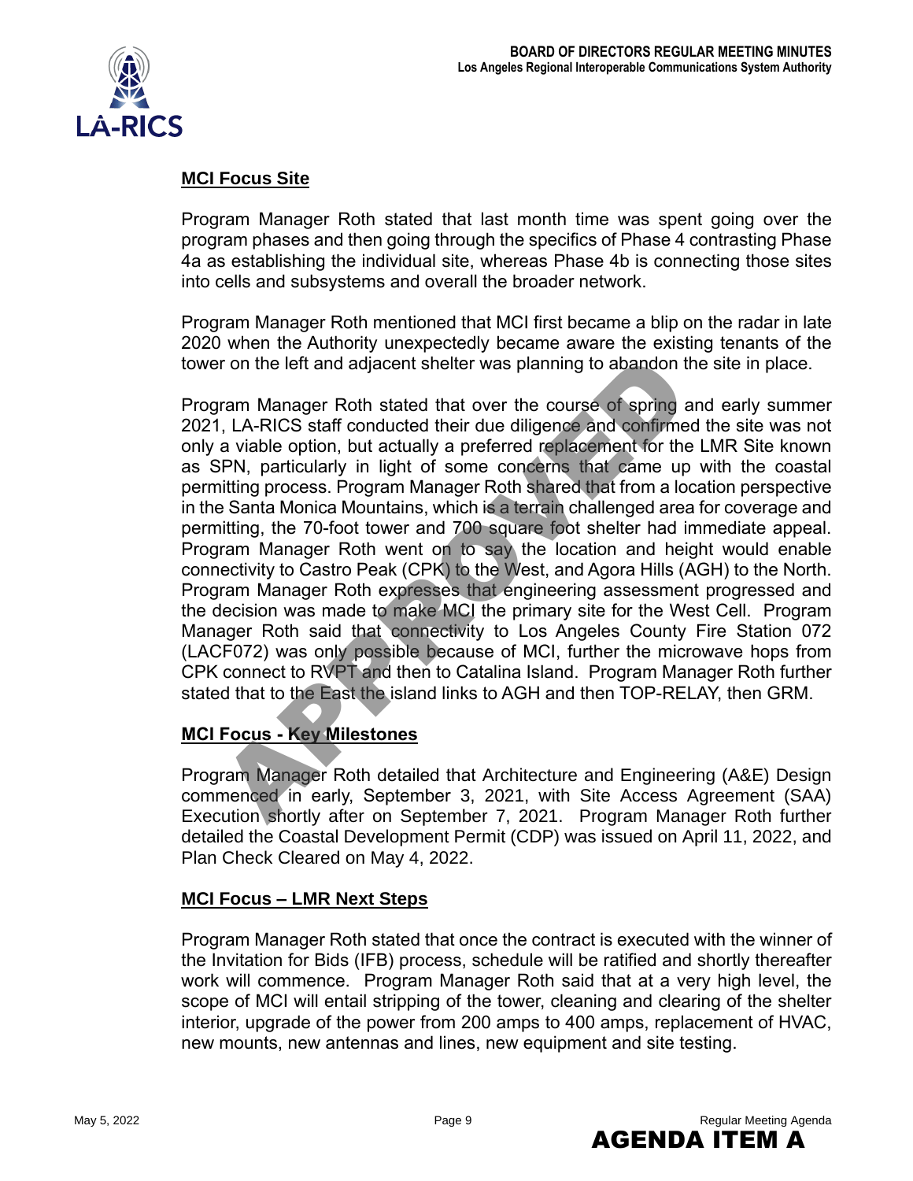**MCI Focus Site**

Program Manager Roth stated that last month time was spent going over the program phases and then going through the specifics of Phase 4 contrasting Phase 4a as establishing the individual site, whereas Phase 4b is connecting those sites into cells and subsystems and overall the broader network.

Program Manager Roth mentioned that MCI first became a blip on the radar in late 2020 when the Authority unexpectedly became aware the existing tenants of the tower on the left and adjacent shelter was planning to abandon the site in place.

Program Manager Roth stated that over the course of spring and early summer 2021, LA-RICS staff conducted their due diligence and confirmed the site was not only a viable option, but actually a preferred replacement for the LMR Site known as SPN, particularly in light of some concerns that came up with the coastal permitting process. Program Manager Roth shared that from a location perspective in the Santa Monica Mountains, which is a terrain challenged area for coverage and permitting, the 70-foot tower and 700 square foot shelter had immediate appeal. Program Manager Roth went on to say the location and height would enable connectivity to Castro Peak (CPK) to the West, and Agora Hills (AGH) to the North. Program Manager Roth expresses that engineering assessment progressed and the decision was made to make MCI the primary site for the West Cell. Program Manager Roth said that connectivity to Los Angeles County Fire Station 072 (LACF072) was only possible because of MCI, further the microwave hops from CPK connect to RVPT and then to Catalina Island. Program Manager Roth further stated that to the East the island links to AGH and then TOP-RELAY, then GRM.

**MCI Focus - Key Milestones**

Program Manager Roth detailed that Architecture and Engineering (A&E) Design commenced in early, September 3, 2021, with Site Access Agreement (SAA) Execution shortly after on September 7, 2021. Program Manager Roth further detailed the Coastal Development Permit (CDP) was issued on April 11, 2022, and Plan Check Cleared on May 4, 2022.

**MCI Focus – LMR Next Steps**

Program Manager Roth stated that once the contract is executed with the winner of the Invitation for Bids (IFB) process, schedule will be ratified and shortly thereafter work will commence. Program Manager Roth said that at a very high level, the scope of MCI will entail stripping of the tower, cleaning and clearing of the shelter interior, upgrade of the power from 200 amps to 400 amps, replacement of HVAC, new mounts, new antennas and lines, new equipment and site testing.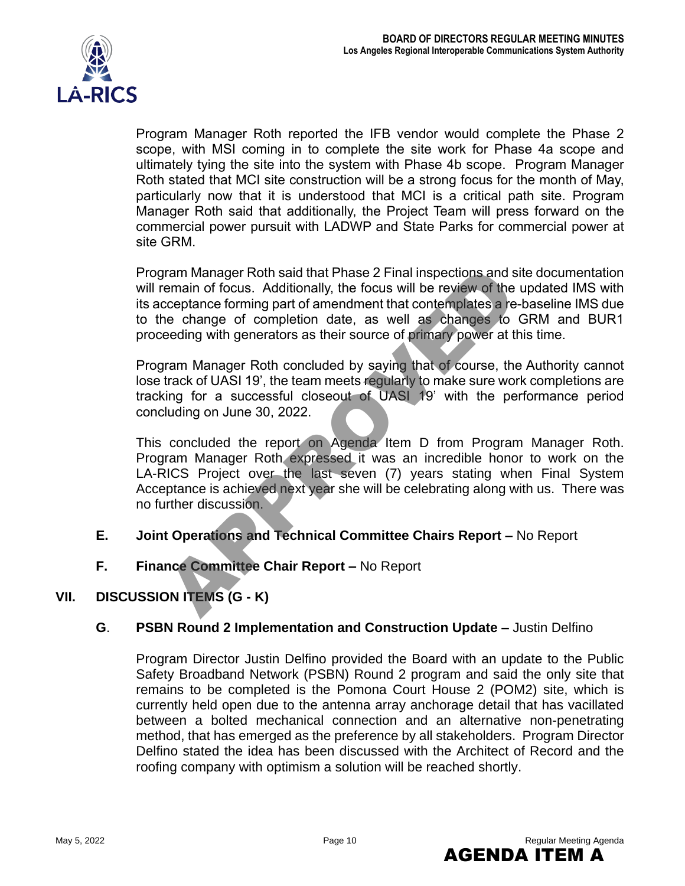Program Manager Roth reported the IFB vendor would complete the Phase 2 scope, with MSI coming in to complete the site work for Phase 4a scope and ultimately tying the site into the system with Phase 4b scope. Program Manager Roth stated that MCI site construction will be a strong focus for the month of May, particularly now that it is understood that MCI is a critical path site. Program Manager Roth said that additionally, the Project Team will press forward on the commercial power pursuit with LADWP and State Parks for commercial power at site GRM.

Program Manager Roth said that Phase 2 Final inspections and site documentation will remain of focus. Additionally, the focus will be review of the updated IMS with its acceptance forming part of amendment that contemplates a re-baseline IMS due to the change of completion date, as well as changes to GRM and BUR1 proceeding with generators as their source of primary power at this time.

Program Manager Roth concluded by saying that of course, the Authority cannot lose track of UASI 19', the team meets regularly to make sure work completions are tracking for a successful closeout of UASI 19' with the performance period concluding on June 30, 2022.

This concluded the report on Agenda Item D from Program Manager Roth. Program Manager Roth expressed it was an incredible honor to work on the LA-RICS Project over the last seven (7) years stating when Final System Acceptance is achieved next year she will be celebrating along with us. There was no further discussion.

**E. Joint Operations and Technical Committee Chairs Report –** No Report

**F. Finance Committee Chair Report –** No Report

## VII. DISCUSSION ITEMS (G - K)

**G. PSBN Round 2 Implementation and Construction Update –** Justin Delfino

Program Director Justin Delfino provided the Board with an update to the Public Safety Broadband Network (PSBN) Round 2 program and said the only site that remains to be completed is the Pomona Court House 2 (POM2) site, which is currently held open due to the antenna array anchorage detail that has vacillated between a bolted mechanical connection and an alternative non-penetrating method, that has emerged as the preference by all stakeholders. Program Director Delfino stated the idea has been discussed with the Architect of Record and the roofing company with optimism a solution will be reached shortly.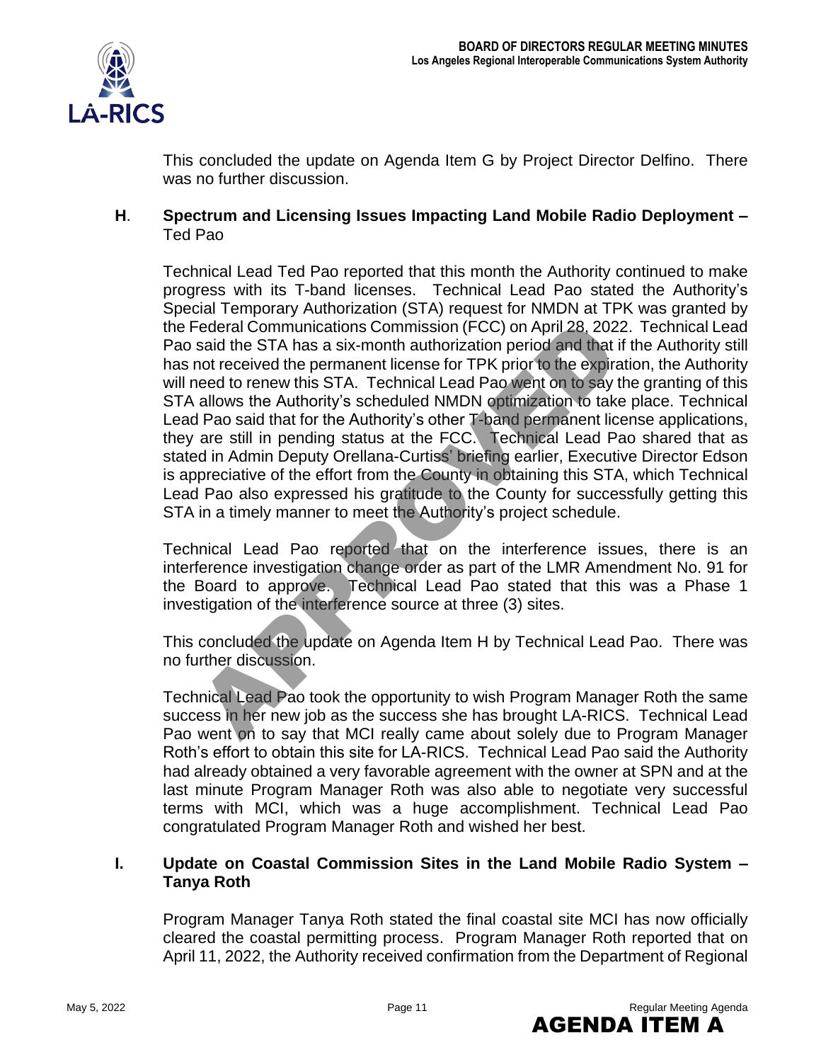This concluded the update on Agenda Item G by Project Director Delfino. There was no further discussion.

**H. Spectrum and Licensing Issues Impacting Land Mobile Radio Deployment –** Ted Pao

Technical Lead Ted Pao reported that this month the Authority continued to make progress with its T-band licenses. Technical Lead Pao stated the Authority's Special Temporary Authorization (STA) request for NMDN at TPK was granted by the Federal Communications Commission (FCC) on April 28, 2022. Technical Lead Pao said the STA has a six-month authorization period and that if the Authority still has not received the permanent license for TPK prior to the expiration, the Authority will need to renew this STA. Technical Lead Pao went on to say the granting of this STA allows the Authority's scheduled NMDN optimization to take place. Technical Lead Pao said that for the Authority's other T-band permanent license applications, they are still in pending status at the FCC. Technical Lead Pao shared that as stated in Admin Deputy Orellana-Curtiss' briefing earlier, Executive Director Edson is appreciative of the effort from the County in obtaining this STA, which Technical Lead Pao also expressed his gratitude to the County for successfully getting this STA in a timely manner to meet the Authority's project schedule.

Technical Lead Pao reported that on the interference issues, there is an interference investigation change order as part of the LMR Amendment No. 91 for the Board to approve. Technical Lead Pao stated that this was a Phase 1 investigation of the interference source at three (3) sites.

This concluded the update on Agenda Item H by Technical Lead Pao. There was no further discussion.

Technical Lead Pao took the opportunity to wish Program Manager Roth the same success in her new job as the success she has brought LA-RICS. Technical Lead Pao went on to say that MCI really came about solely due to Program Manager Roth's effort to obtain this site for LA-RICS. Technical Lead Pao said the Authority had already obtained a very favorable agreement with the owner at SPN and at the last minute Program Manager Roth was also able to negotiate very successful terms with MCI, which was a huge accomplishment. Technical Lead Pao congratulated Program Manager Roth and wished her best.

**I. Update on Coastal Commission Sites in the Land Mobile Radio System – Tanya Roth**

Program Manager Tanya Roth stated the final coastal site MCI has now officially cleared the coastal permitting process. Program Manager Roth reported that on April 11, 2022, the Authority received confirmation from the Department of Regional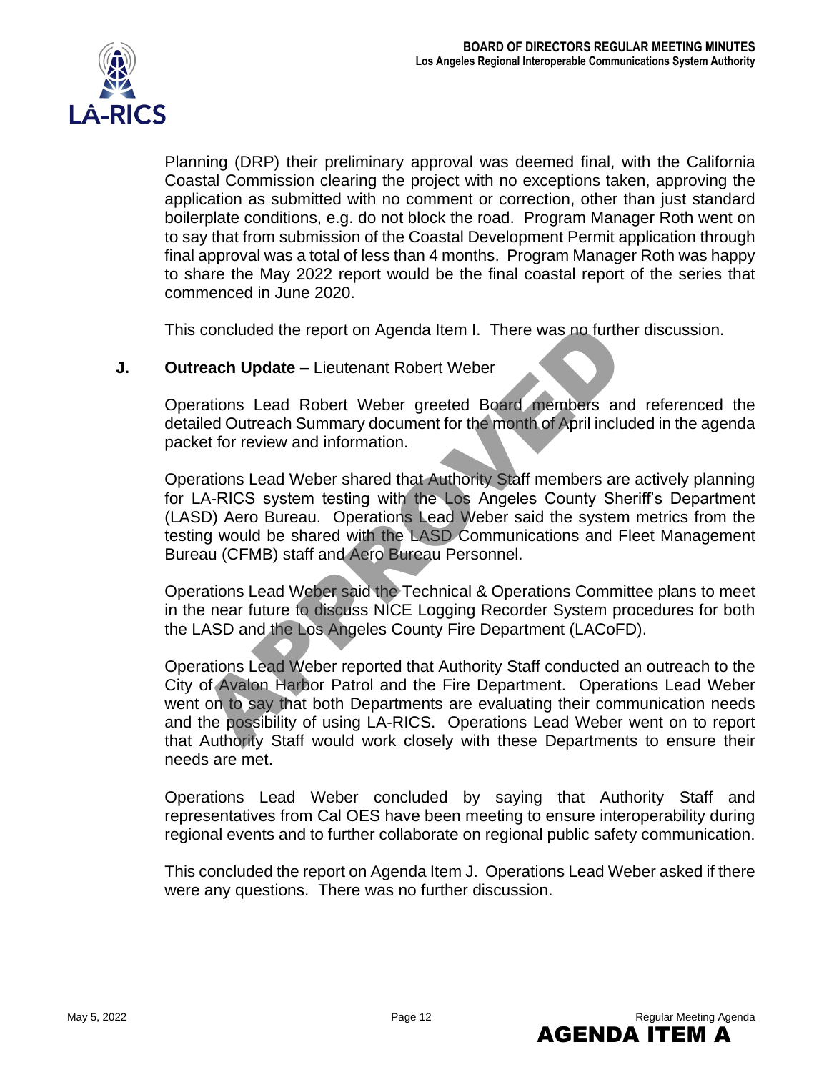Planning (DRP) their preliminary approval was deemed final, with the California Coastal Commission clearing the project with no exceptions taken, approving the application as submitted with no comment or correction, other than just standard boilerplate conditions, e.g. do not block the road. Program Manager Roth went on to say that from submission of the Coastal Development Permit application through final approval was a total of less than 4 months. Program Manager Roth was happy to share the May 2022 report would be the final coastal report of the series that commenced in June 2020.

This concluded the report on Agenda Item I. There was no further discussion.

**J. Outreach Update –** Lieutenant Robert Weber

Operations Lead Robert Weber greeted Board members and referenced the detailed Outreach Summary document for the month of April included in the agenda packet for review and information.

Operations Lead Weber shared that Authority Staff members are actively planning for LA-RICS system testing with the Los Angeles County Sheriff's Department (LASD) Aero Bureau. Operations Lead Weber said the system metrics from the testing would be shared with the LASD Communications and Fleet Management Bureau (CFMB) staff and Aero Bureau Personnel.

Operations Lead Weber said the Technical & Operations Committee plans to meet in the near future to discuss NICE Logging Recorder System procedures for both the LASD and the Los Angeles County Fire Department (LACoFD).

Operations Lead Weber reported that Authority Staff conducted an outreach to the City of Avalon Harbor Patrol and the Fire Department. Operations Lead Weber went on to say that both Departments are evaluating their communication needs and the possibility of using LA-RICS. Operations Lead Weber went on to report that Authority Staff would work closely with these Departments to ensure their needs are met.

Operations Lead Weber concluded by saying that Authority Staff and representatives from Cal OES have been meeting to ensure interoperability during regional events and to further collaborate on regional public safety communication.

This concluded the report on Agenda Item J. Operations Lead Weber asked if there were any questions. There was no further discussion.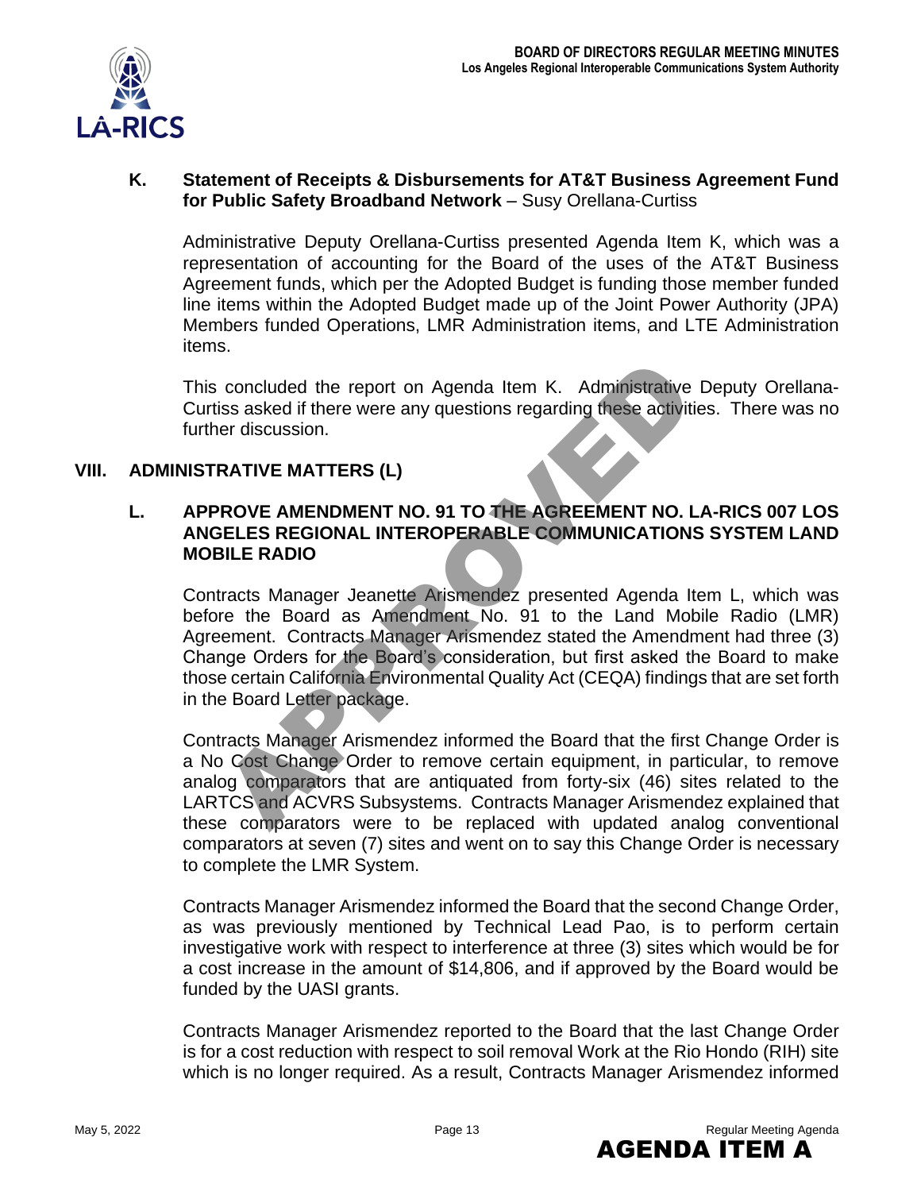**K. Statement of Receipts & Disbursements for AT&T Business Agreement Fund for Public Safety Broadband Network** – Susy Orellana-Curtiss

Administrative Deputy Orellana-Curtiss presented Agenda Item K, which was a representation of accounting for the Board of the uses of the AT&T Business Agreement funds, which per the Adopted Budget is funding those member funded line items within the Adopted Budget made up of the Joint Power Authority (JPA) Members funded Operations, LMR Administration items, and LTE Administration items.

This concluded the report on Agenda Item K. Administrative Deputy Orellana-Curtiss asked if there were any questions regarding these activities. There was no further discussion.

## VIII. ADMINISTRATIVE MATTERS (L)

**L. APPROVE AMENDMENT NO. 91 TO THE AGREEMENT NO. LA-RICS 007 LOS ANGELES REGIONAL INTEROPERABLE COMMUNICATIONS SYSTEM LAND MOBILE RADIO**

Contracts Manager Jeanette Arismendez presented Agenda Item L, which was before the Board as Amendment No. 91 to the Land Mobile Radio (LMR) Agreement. Contracts Manager Arismendez stated the Amendment had three (3) Change Orders for the Board's consideration, but first asked the Board to make those certain California Environmental Quality Act (CEQA) findings that are set forth in the Board Letter package.

Contracts Manager Arismendez informed the Board that the first Change Order is a No Cost Change Order to remove certain equipment, in particular, to remove analog comparators that are antiquated from forty-six (46) sites related to the LARTCS and ACVRS Subsystems. Contracts Manager Arismendez explained that these comparators were to be replaced with updated analog conventional comparators at seven (7) sites and went on to say this Change Order is necessary to complete the LMR System.

Contracts Manager Arismendez informed the Board that the second Change Order, as was previously mentioned by Technical Lead Pao, is to perform certain investigative work with respect to interference at three (3) sites which would be for a cost increase in the amount of $14,806, and if approved by the Board would be funded by the UASI grants.

Contracts Manager Arismendez reported to the Board that the last Change Order is for a cost reduction with respect to soil removal Work at the Rio Hondo (RIH) site which is no longer required. As a result, Contracts Manager Arismendez informed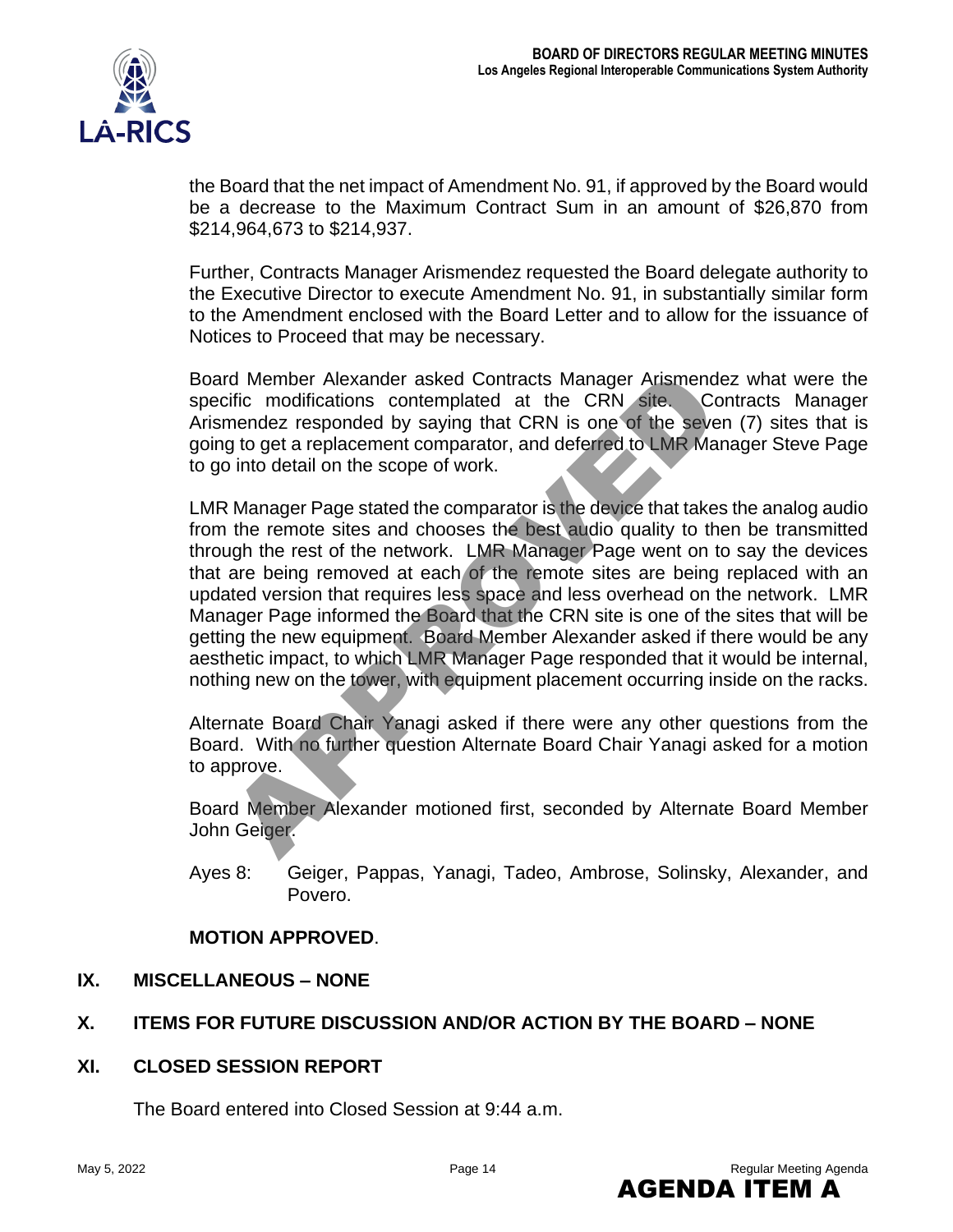the Board that the net impact of Amendment No. 91, if approved by the Board would be a decrease to the Maximum Contract Sum in an amount of $26,870 from $214,964,673 to $214,937.

Further, Contracts Manager Arismendez requested the Board delegate authority to the Executive Director to execute Amendment No. 91, in substantially similar form to the Amendment enclosed with the Board Letter and to allow for the issuance of Notices to Proceed that may be necessary.

Board Member Alexander asked Contracts Manager Arismendez what were the specific modifications contemplated at the CRN site. Contracts Manager Arismendez responded by saying that CRN is one of the seven (7) sites that is going to get a replacement comparator, and deferred to LMR Manager Steve Page to go into detail on the scope of work.

LMR Manager Page stated the comparator is the device that takes the analog audio from the remote sites and chooses the best audio quality to then be transmitted through the rest of the network. LMR Manager Page went on to say the devices that are being removed at each of the remote sites are being replaced with an updated version that requires less space and less overhead on the network. LMR Manager Page informed the Board that the CRN site is one of the sites that will be getting the new equipment. Board Member Alexander asked if there would be any aesthetic impact, to which LMR Manager Page responded that it would be internal, nothing new on the tower, with equipment placement occurring inside on the racks.

Alternate Board Chair Yanagi asked if there were any other questions from the Board. With no further question Alternate Board Chair Yanagi asked for a motion to approve.

Board Member Alexander motioned first, seconded by Alternate Board Member John Geiger.

Ayes 8: Geiger, Pappas, Yanagi, Tadeo, Ambrose, Solinsky, Alexander, and Povero.

**MOTION APPROVED**.

## IX. MISCELLANEOUS – NONE

## X. ITEMS FOR FUTURE DISCUSSION AND/OR ACTION BY THE BOARD – NONE

## XI. CLOSED SESSION REPORT

The Board entered into Closed Session at 9:44 a.m.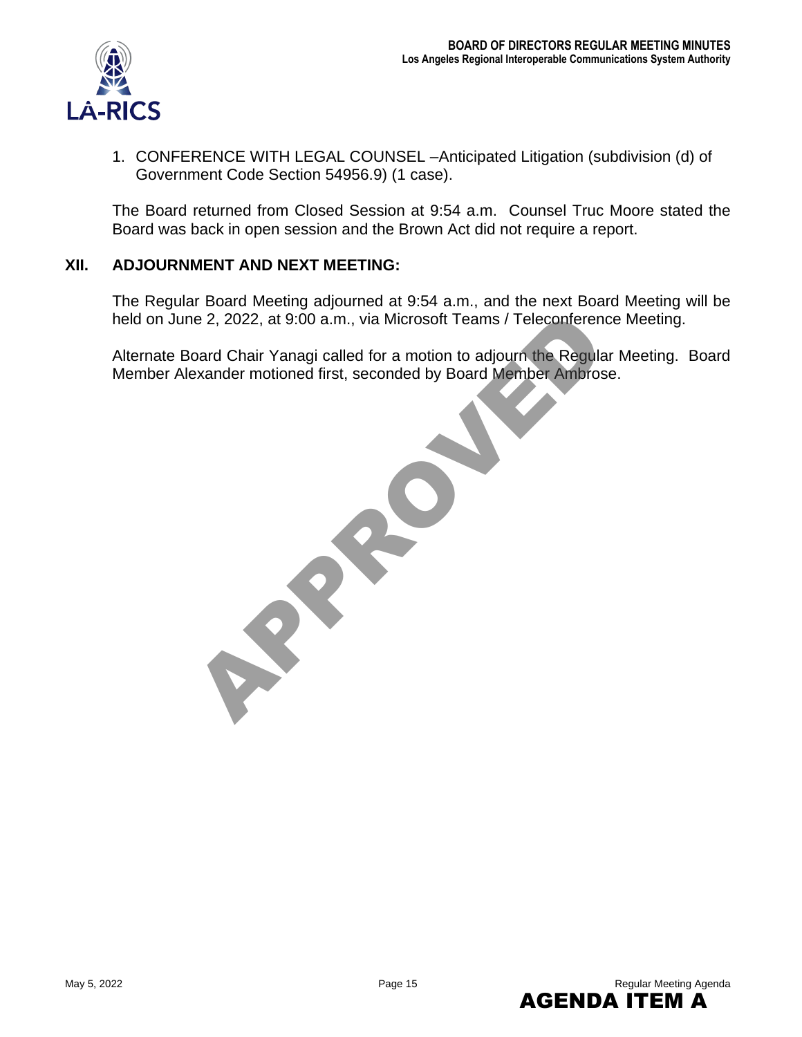1. CONFERENCE WITH LEGAL COUNSEL –Anticipated Litigation (subdivision (d) of Government Code Section 54956.9) (1 case).

The Board returned from Closed Session at 9:54 a.m. Counsel Truc Moore stated the Board was back in open session and the Brown Act did not require a report.

## XII. ADJOURNMENT AND NEXT MEETING:

The Regular Board Meeting adjourned at 9:54 a.m., and the next Board Meeting will be held on June 2, 2022, at 9:00 a.m., via Microsoft Teams / Teleconference Meeting.

Alternate Board Chair Yanagi called for a motion to adjourn the Regular Meeting. Board Member Alexander motioned first, seconded by Board Member Ambrose.

APPROVED

**AGENDA ITEM A**